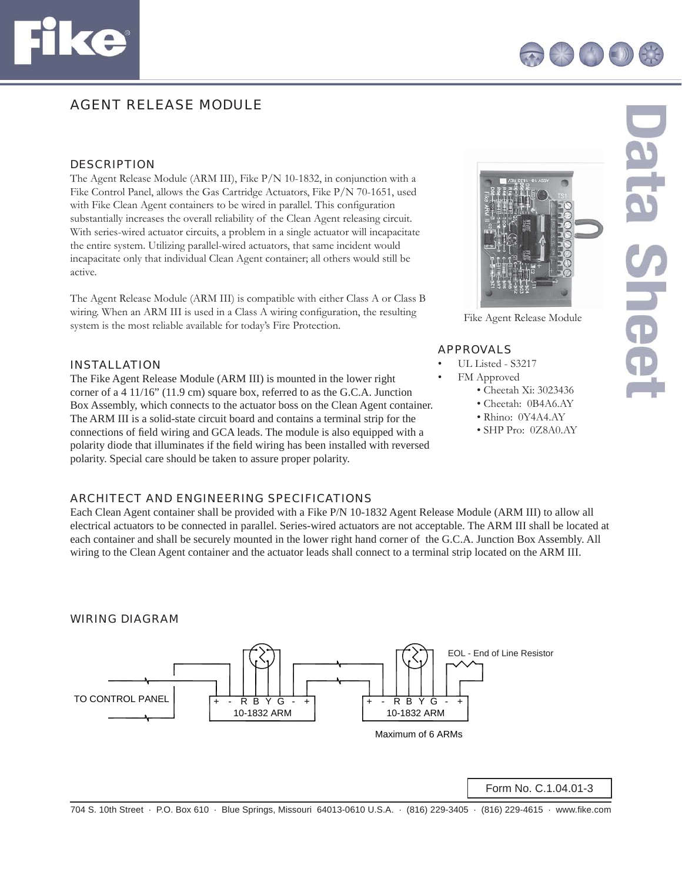# AGENT RELEASE MODULE

Data Sheet

## DESCRIPTION

The Agent Release Module (ARM III), Fike P/N 10-1832, in conjunction with a Fike Control Panel, allows the Gas Cartridge Actuators, Fike P/N 70-1651, used with Fike Clean Agent containers to be wired in parallel. This configuration substantially increases the overall reliability of the Clean Agent releasing circuit. With series-wired actuator circuits, a problem in a single actuator will incapacitate the entire system. Utilizing parallel-wired actuators, that same incident would incapacitate only that individual Clean Agent container; all others would still be active.

The Agent Release Module (ARM III) is compatible with either Class A or Class B wiring. When an ARM III is used in a Class A wiring configuration, the resulting system is the most reliable available for today's Fire Protection.

Fike Agent Release Module

## APPROVALS

- UL Listed - S3217
- FM Approved
  - Cheetah Xi: 3023436
  - Cheetah: 0B4A6.AY
  - Rhino: 0Y4A4.AY
  - SHP Pro: 0Z8A0.AY

## INSTALLATION

The Fike Agent Release Module (ARM III) is mounted in the lower right corner of a 4 11/16" (11.9 cm) square box, referred to as the G.C.A. Junction Box Assembly, which connects to the actuator boss on the Clean Agent container. The ARM III is a solid-state circuit board and contains a terminal strip for the connections of field wiring and GCA leads. The module is also equipped with a polarity diode that illuminates if the field wiring has been installed with reversed polarity. Special care should be taken to assure proper polarity.

## ARCHITECT AND ENGINEERING SPECIFICATIONS

Each Clean Agent container shall be provided with a Fike P/N 10-1832 Agent Release Module (ARM III) to allow all electrical actuators to be connected in parallel. Series-wired actuators are not acceptable. The ARM III shall be located at each container and shall be securely mounted in the lower right hand corner of the G.C.A. Junction Box Assembly. All wiring to the Clean Agent container and the actuator leads shall connect to a terminal strip located on the ARM III.

## WIRING DIAGRAM

TO CONTROL PANEL

+ - R B Y G - +
10-1832 ARM

+ - R B Y G - +
10-1832 ARM

EOL - End of Line Resistor

Maximum of 6 ARMs

Form No. C.1.04.01-3

704 S. 10th Street · P.O. Box 610 · Blue Springs, Missouri 64013-0610 U.S.A. · (816) 229-3405 · (816) 229-4615 · www.fike.com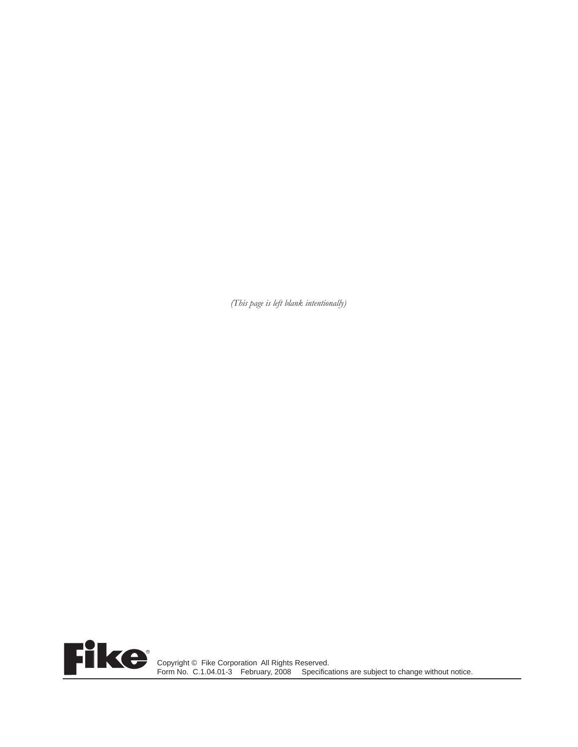*(This page is left blank intentionally)*

Copyright © Fike Corporation All Rights Reserved.
Form No. C.1.04.01-3 February, 2008 Specifications are subject to change without notice.